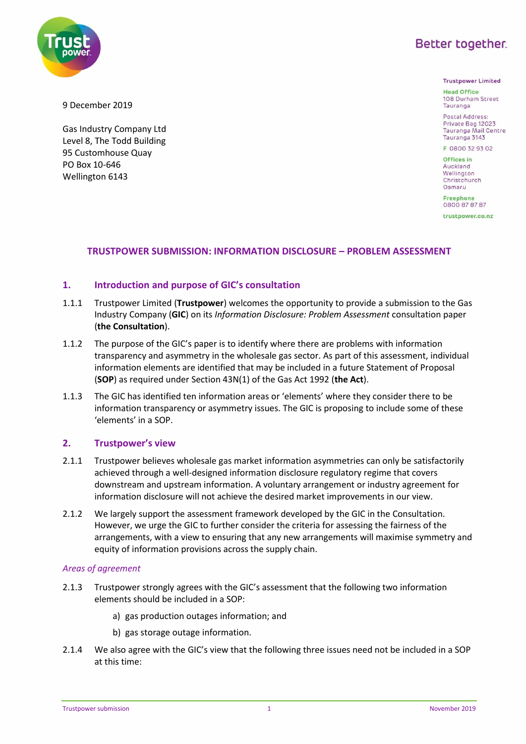Better together.

**Trustpower Limited**

Head Office
108 Durham Street
Tauranga

Postal Address:
Private Bag 12023
Tauranga Mail Centre
Tauranga 3143

F 0800 32 93 02

Offices in
Auckland
Wellington
Christchurch
Oamaru

Freephone
0800 87 87 87

trustpower.co.nz

9 December 2019

Gas Industry Company Ltd
Level 8, The Todd Building
95 Customhouse Quay
PO Box 10-646
Wellington 6143

# TRUSTPOWER SUBMISSION: INFORMATION DISCLOSURE – PROBLEM ASSESSMENT

## 1. Introduction and purpose of GIC's consultation

1.1.1 Trustpower Limited (**Trustpower**) welcomes the opportunity to provide a submission to the Gas Industry Company (**GIC**) on its *Information Disclosure: Problem Assessment* consultation paper (**the Consultation**).

1.1.2 The purpose of the GIC's paper is to identify where there are problems with information transparency and asymmetry in the wholesale gas sector. As part of this assessment, individual information elements are identified that may be included in a future Statement of Proposal (**SOP**) as required under Section 43N(1) of the Gas Act 1992 (**the Act**).

1.1.3 The GIC has identified ten information areas or 'elements' where they consider there to be information transparency or asymmetry issues. The GIC is proposing to include some of these 'elements' in a SOP.

## 2. Trustpower's view

2.1.1 Trustpower believes wholesale gas market information asymmetries can only be satisfactorily achieved through a well-designed information disclosure regulatory regime that covers downstream and upstream information. A voluntary arrangement or industry agreement for information disclosure will not achieve the desired market improvements in our view.

2.1.2 We largely support the assessment framework developed by the GIC in the Consultation. However, we urge the GIC to further consider the criteria for assessing the fairness of the arrangements, with a view to ensuring that any new arrangements will maximise symmetry and equity of information provisions across the supply chain.

*Areas of agreement*

2.1.3 Trustpower strongly agrees with the GIC's assessment that the following two information elements should be included in a SOP:

a) gas production outages information; and

b) gas storage outage information.

2.1.4 We also agree with the GIC's view that the following three issues need not be included in a SOP at this time: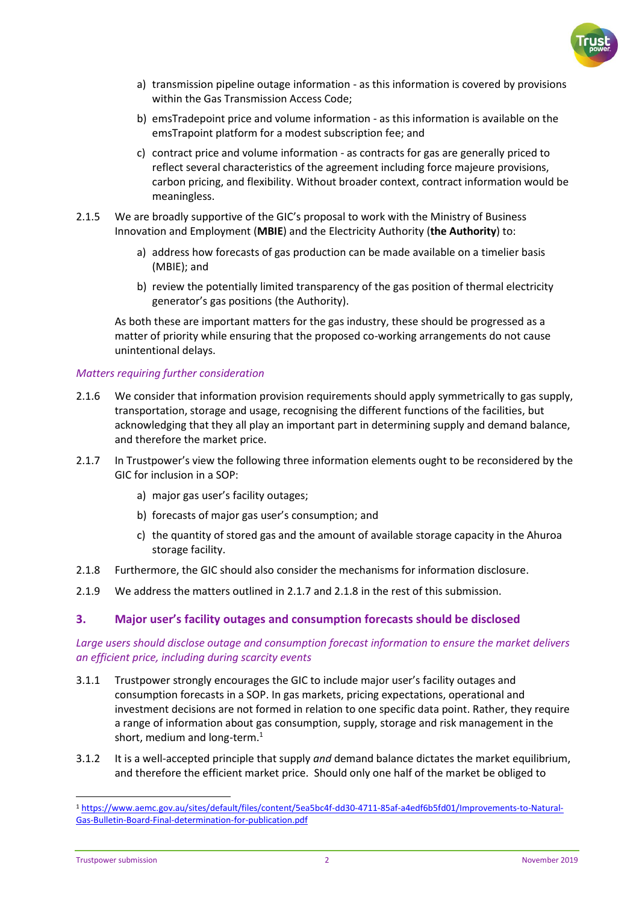a) transmission pipeline outage information - as this information is covered by provisions within the Gas Transmission Access Code;

b) emsTradepoint price and volume information - as this information is available on the emsTrapoint platform for a modest subscription fee; and

c) contract price and volume information - as contracts for gas are generally priced to reflect several characteristics of the agreement including force majeure provisions, carbon pricing, and flexibility. Without broader context, contract information would be meaningless.

2.1.5 We are broadly supportive of the GIC's proposal to work with the Ministry of Business Innovation and Employment (**MBIE**) and the Electricity Authority (**the Authority**) to:

a) address how forecasts of gas production can be made available on a timelier basis (MBIE); and

b) review the potentially limited transparency of the gas position of thermal electricity generator's gas positions (the Authority).

As both these are important matters for the gas industry, these should be progressed as a matter of priority while ensuring that the proposed co-working arrangements do not cause unintentional delays.

*Matters requiring further consideration*

2.1.6 We consider that information provision requirements should apply symmetrically to gas supply, transportation, storage and usage, recognising the different functions of the facilities, but acknowledging that they all play an important part in determining supply and demand balance, and therefore the market price.

2.1.7 In Trustpower's view the following three information elements ought to be reconsidered by the GIC for inclusion in a SOP:

a) major gas user's facility outages;

b) forecasts of major gas user's consumption; and

c) the quantity of stored gas and the amount of available storage capacity in the Ahuroa storage facility.

2.1.8 Furthermore, the GIC should also consider the mechanisms for information disclosure.

2.1.9 We address the matters outlined in 2.1.7 and 2.1.8 in the rest of this submission.

## 3. Major user's facility outages and consumption forecasts should be disclosed

*Large users should disclose outage and consumption forecast information to ensure the market delivers an efficient price, including during scarcity events*

3.1.1 Trustpower strongly encourages the GIC to include major user's facility outages and consumption forecasts in a SOP. In gas markets, pricing expectations, operational and investment decisions are not formed in relation to one specific data point. Rather, they require a range of information about gas consumption, supply, storage and risk management in the short, medium and long-term.[1]

3.1.2 It is a well-accepted principle that supply *and* demand balance dictates the market equilibrium, and therefore the efficient market price. Should only one half of the market be obliged to

[1] https://www.aemc.gov.au/sites/default/files/content/5ea5bc4f-dd30-4711-85af-a4edf6b5fd01/Improvements-to-Natural-Gas-Bulletin-Board-Final-determination-for-publication.pdf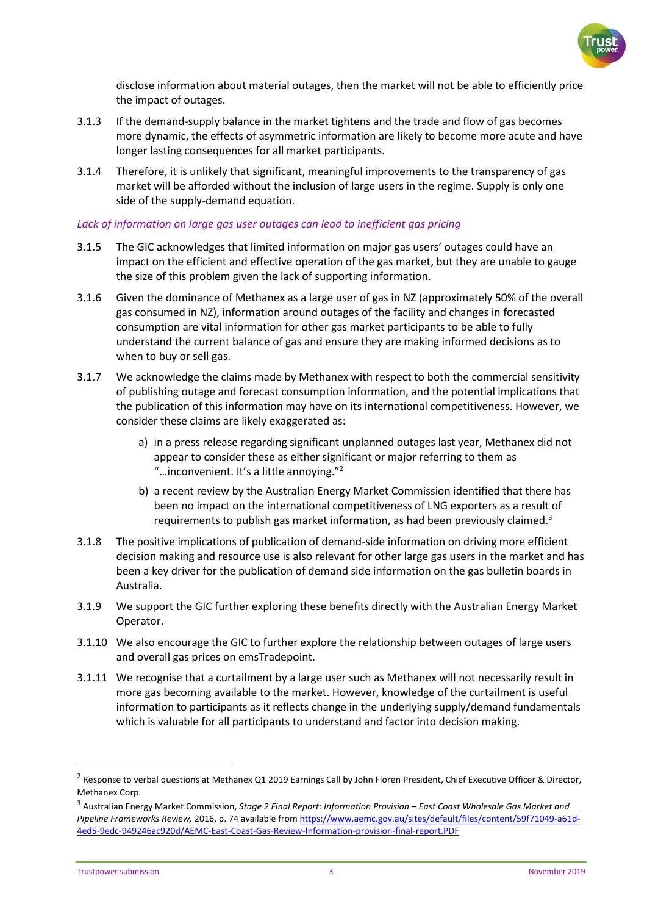disclose information about material outages, then the market will not be able to efficiently price the impact of outages.

3.1.3 If the demand-supply balance in the market tightens and the trade and flow of gas becomes more dynamic, the effects of asymmetric information are likely to become more acute and have longer lasting consequences for all market participants.

3.1.4 Therefore, it is unlikely that significant, meaningful improvements to the transparency of gas market will be afforded without the inclusion of large users in the regime. Supply is only one side of the supply-demand equation.

*Lack of information on large gas user outages can lead to inefficient gas pricing*

3.1.5 The GIC acknowledges that limited information on major gas users' outages could have an impact on the efficient and effective operation of the gas market, but they are unable to gauge the size of this problem given the lack of supporting information.

3.1.6 Given the dominance of Methanex as a large user of gas in NZ (approximately 50% of the overall gas consumed in NZ), information around outages of the facility and changes in forecasted consumption are vital information for other gas market participants to be able to fully understand the current balance of gas and ensure they are making informed decisions as to when to buy or sell gas.

3.1.7 We acknowledge the claims made by Methanex with respect to both the commercial sensitivity of publishing outage and forecast consumption information, and the potential implications that the publication of this information may have on its international competitiveness. However, we consider these claims are likely exaggerated as:

a) in a press release regarding significant unplanned outages last year, Methanex did not appear to consider these as either significant or major referring to them as "…inconvenient. It's a little annoying."[2]

b) a recent review by the Australian Energy Market Commission identified that there has been no impact on the international competitiveness of LNG exporters as a result of requirements to publish gas market information, as had been previously claimed.[3]

3.1.8 The positive implications of publication of demand-side information on driving more efficient decision making and resource use is also relevant for other large gas users in the market and has been a key driver for the publication of demand side information on the gas bulletin boards in Australia.

3.1.9 We support the GIC further exploring these benefits directly with the Australian Energy Market Operator.

3.1.10 We also encourage the GIC to further explore the relationship between outages of large users and overall gas prices on emsTradepoint.

3.1.11 We recognise that a curtailment by a large user such as Methanex will not necessarily result in more gas becoming available to the market. However, knowledge of the curtailment is useful information to participants as it reflects change in the underlying supply/demand fundamentals which is valuable for all participants to understand and factor into decision making.

---

[2] Response to verbal questions at Methanex Q1 2019 Earnings Call by John Floren President, Chief Executive Officer & Director, Methanex Corp.

[3] Australian Energy Market Commission, *Stage 2 Final Report: Information Provision – East Coast Wholesale Gas Market and Pipeline Frameworks Review,* 2016, p. 74 available from https://www.aemc.gov.au/sites/default/files/content/59f71049-a61d-4ed5-9edc-949246ac920d/AEMC-East-Coast-Gas-Review-Information-provision-final-report.PDF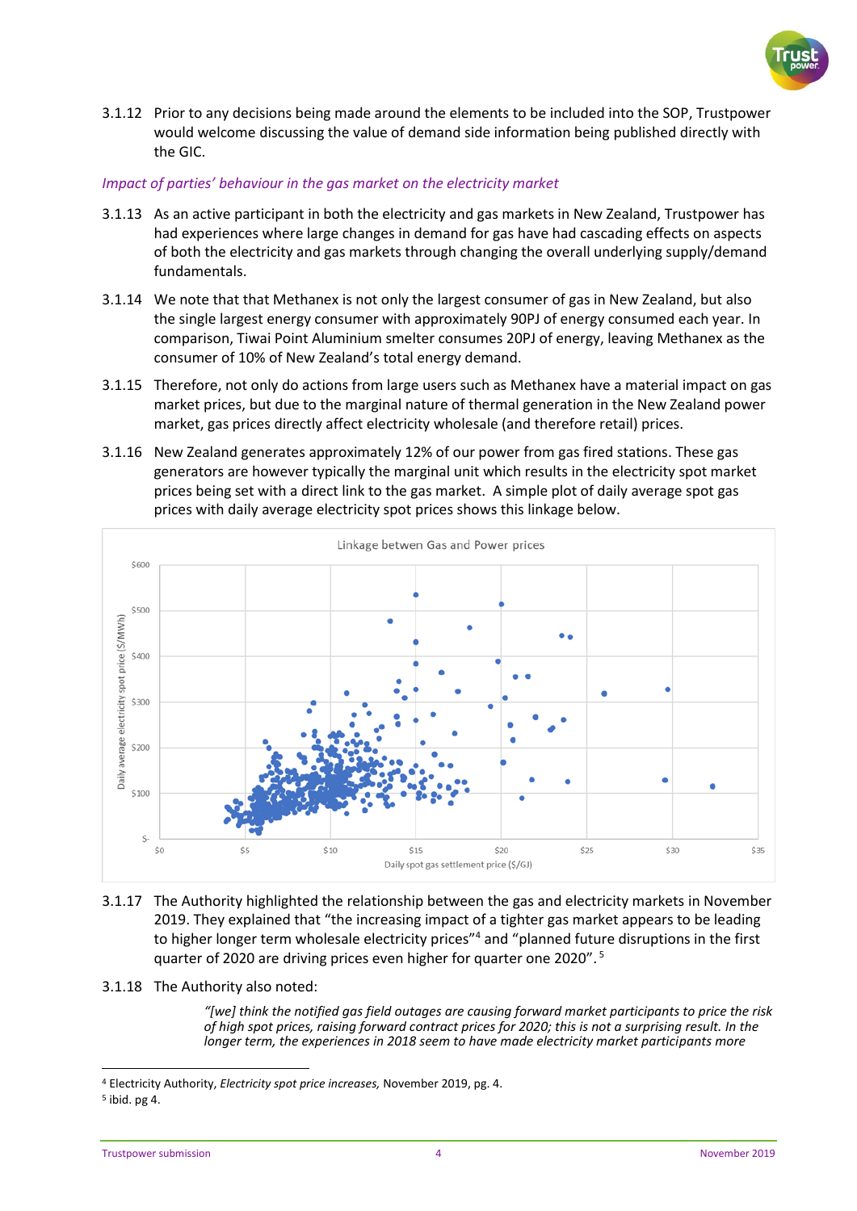3.1.12 Prior to any decisions being made around the elements to be included into the SOP, Trustpower would welcome discussing the value of demand side information being published directly with the GIC.

*Impact of parties' behaviour in the gas market on the electricity market*

3.1.13 As an active participant in both the electricity and gas markets in New Zealand, Trustpower has had experiences where large changes in demand for gas have had cascading effects on aspects of both the electricity and gas markets through changing the overall underlying supply/demand fundamentals.

3.1.14 We note that that Methanex is not only the largest consumer of gas in New Zealand, but also the single largest energy consumer with approximately 90PJ of energy consumed each year. In comparison, Tiwai Point Aluminium smelter consumes 20PJ of energy, leaving Methanex as the consumer of 10% of New Zealand's total energy demand.

3.1.15 Therefore, not only do actions from large users such as Methanex have a material impact on gas market prices, but due to the marginal nature of thermal generation in the New Zealand power market, gas prices directly affect electricity wholesale (and therefore retail) prices.

3.1.16 New Zealand generates approximately 12% of our power from gas fired stations. These gas generators are however typically the marginal unit which results in the electricity spot market prices being set with a direct link to the gas market. A simple plot of daily average spot gas prices with daily average electricity spot prices shows this linkage below.

Linkage betwen Gas and Power prices

3.1.17 The Authority highlighted the relationship between the gas and electricity markets in November 2019. They explained that "the increasing impact of a tighter gas market appears to be leading to higher longer term wholesale electricity prices"[4] and "planned future disruptions in the first quarter of 2020 are driving prices even higher for quarter one 2020".[5]

3.1.18 The Authority also noted:

> *"[we] think the notified gas field outages are causing forward market participants to price the risk of high spot prices, raising forward contract prices for 2020; this is not a surprising result. In the longer term, the experiences in 2018 seem to have made electricity market participants more*

[4] Electricity Authority, *Electricity spot price increases,* November 2019, pg. 4.

[5] ibid. pg 4.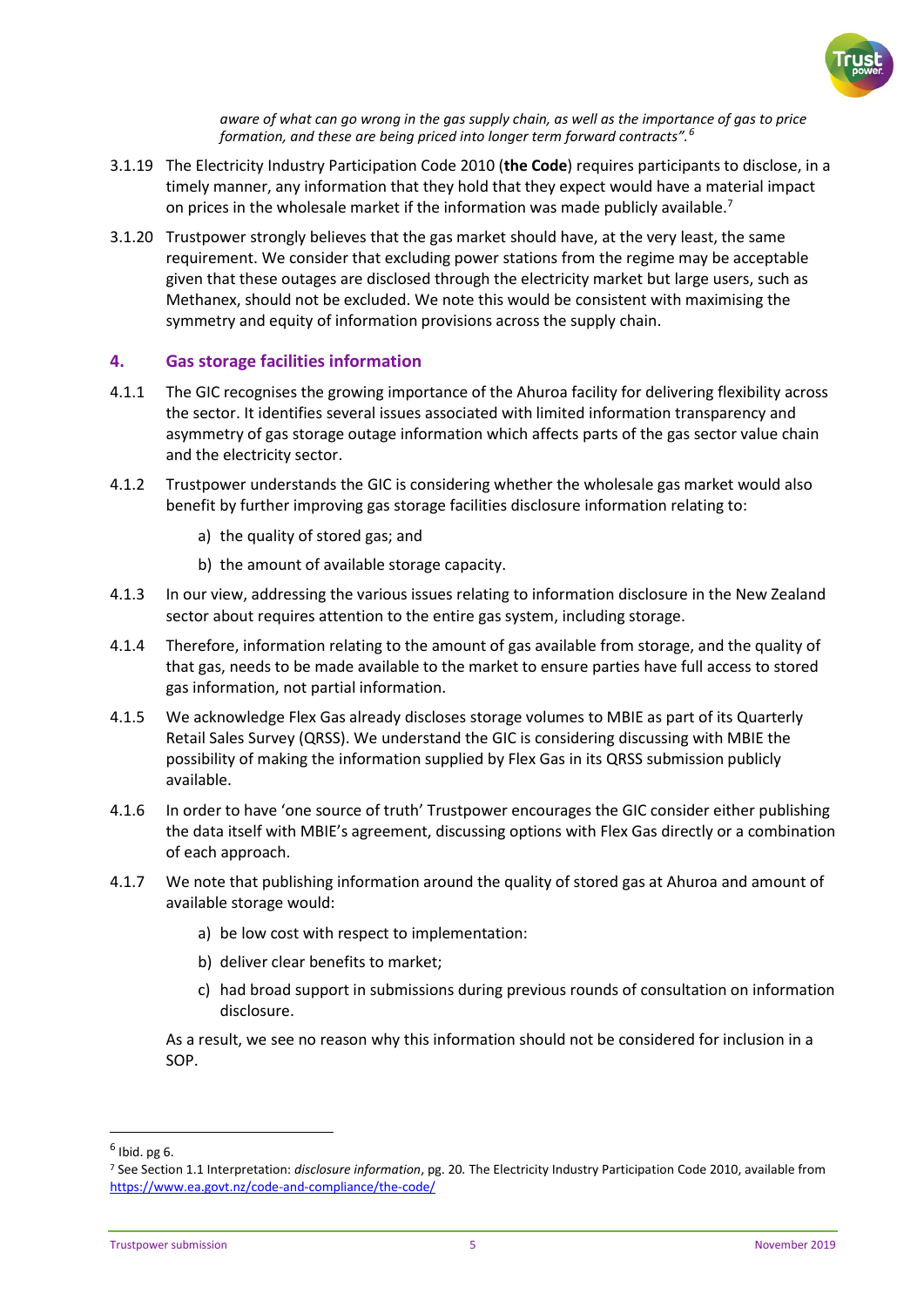*aware of what can go wrong in the gas supply chain, as well as the importance of gas to price formation, and these are being priced into longer term forward contracts".*[6]

3.1.19 The Electricity Industry Participation Code 2010 (**the Code**) requires participants to disclose, in a timely manner, any information that they hold that they expect would have a material impact on prices in the wholesale market if the information was made publicly available.[7]

3.1.20 Trustpower strongly believes that the gas market should have, at the very least, the same requirement. We consider that excluding power stations from the regime may be acceptable given that these outages are disclosed through the electricity market but large users, such as Methanex, should not be excluded. We note this would be consistent with maximising the symmetry and equity of information provisions across the supply chain.

## 4. Gas storage facilities information

4.1.1 The GIC recognises the growing importance of the Ahuroa facility for delivering flexibility across the sector. It identifies several issues associated with limited information transparency and asymmetry of gas storage outage information which affects parts of the gas sector value chain and the electricity sector.

4.1.2 Trustpower understands the GIC is considering whether the wholesale gas market would also benefit by further improving gas storage facilities disclosure information relating to:

a) the quality of stored gas; and

b) the amount of available storage capacity.

4.1.3 In our view, addressing the various issues relating to information disclosure in the New Zealand sector about requires attention to the entire gas system, including storage.

4.1.4 Therefore, information relating to the amount of gas available from storage, and the quality of that gas, needs to be made available to the market to ensure parties have full access to stored gas information, not partial information.

4.1.5 We acknowledge Flex Gas already discloses storage volumes to MBIE as part of its Quarterly Retail Sales Survey (QRSS). We understand the GIC is considering discussing with MBIE the possibility of making the information supplied by Flex Gas in its QRSS submission publicly available.

4.1.6 In order to have 'one source of truth' Trustpower encourages the GIC consider either publishing the data itself with MBIE's agreement, discussing options with Flex Gas directly or a combination of each approach.

4.1.7 We note that publishing information around the quality of stored gas at Ahuroa and amount of available storage would:

a) be low cost with respect to implementation:

b) deliver clear benefits to market;

c) had broad support in submissions during previous rounds of consultation on information disclosure.

As a result, we see no reason why this information should not be considered for inclusion in a SOP.

---

[6] Ibid. pg 6.

[7] See Section 1.1 Interpretation: *disclosure information*, pg. 20. The Electricity Industry Participation Code 2010, available from https://www.ea.govt.nz/code-and-compliance/the-code/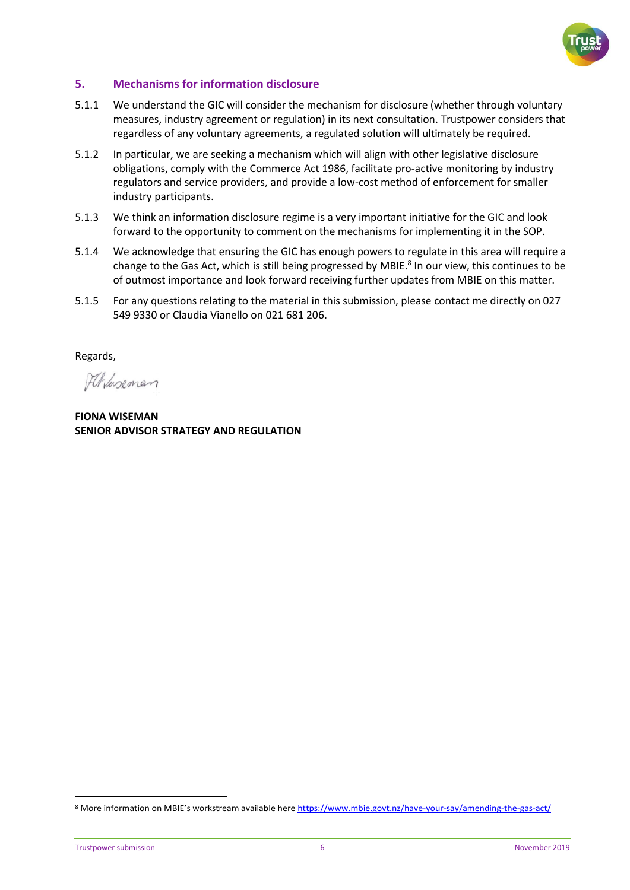## 5. Mechanisms for information disclosure

5.1.1 We understand the GIC will consider the mechanism for disclosure (whether through voluntary measures, industry agreement or regulation) in its next consultation. Trustpower considers that regardless of any voluntary agreements, a regulated solution will ultimately be required.

5.1.2 In particular, we are seeking a mechanism which will align with other legislative disclosure obligations, comply with the Commerce Act 1986, facilitate pro-active monitoring by industry regulators and service providers, and provide a low-cost method of enforcement for smaller industry participants.

5.1.3 We think an information disclosure regime is a very important initiative for the GIC and look forward to the opportunity to comment on the mechanisms for implementing it in the SOP.

5.1.4 We acknowledge that ensuring the GIC has enough powers to regulate in this area will require a change to the Gas Act, which is still being progressed by MBIE.[8] In our view, this continues to be of outmost importance and look forward receiving further updates from MBIE on this matter.

5.1.5 For any questions relating to the material in this submission, please contact me directly on 027 549 9330 or Claudia Vianello on 021 681 206.

Regards,

**FIONA WISEMAN**
**SENIOR ADVISOR STRATEGY AND REGULATION**

---

[8] More information on MBIE's workstream available here https://www.mbie.govt.nz/have-your-say/amending-the-gas-act/